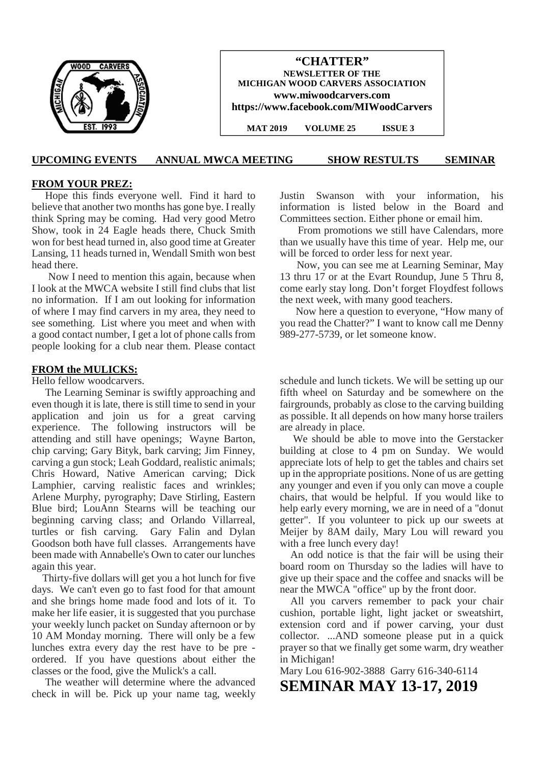**"CHATTER"**
**NEWSLETTER OF THE MICHIGAN WOOD CARVERS ASSOCIATION**
**www.miwoodcarvers.com**
**https://www.facebook.com/MIWoodCarvers**

**MAT 2019 VOLUME 25 ISSUE 3**

**UPCOMING EVENTS ANNUAL MWCA MEETING SHOW RESTULTS SEMINAR**

## FROM YOUR PREZ:

Hope this finds everyone well. Find it hard to believe that another two months has gone bye. I really think Spring may be coming. Had very good Metro Show, took in 24 Eagle heads there, Chuck Smith won for best head turned in, also good time at Greater Lansing, 11 heads turned in, Wendall Smith won best head there.

Now I need to mention this again, because when I look at the MWCA website I still find clubs that list no information. If I am out looking for information of where I may find carvers in my area, they need to see something. List where you meet and when with a good contact number, I get a lot of phone calls from people looking for a club near them. Please contact Justin Swanson with your information, his information is listed below in the Board and Committees section. Either phone or email him.

From promotions we still have Calendars, more than we usually have this time of year. Help me, our will be forced to order less for next year.

Now, you can see me at Learning Seminar, May 13 thru 17 or at the Evart Roundup, June 5 Thru 8, come early stay long. Don't forget Floydfest follows the next week, with many good teachers.

Now here a question to everyone, "How many of you read the Chatter?" I want to know call me Denny 989-277-5739, or let someone know.

## FROM the MULICKS:

Hello fellow woodcarvers.

The Learning Seminar is swiftly approaching and even though it is late, there is still time to send in your application and join us for a great carving experience. The following instructors will be attending and still have openings; Wayne Barton, chip carving; Gary Bityk, bark carving; Jim Finney, carving a gun stock; Leah Goddard, realistic animals; Chris Howard, Native American carving; Dick Lamphier, carving realistic faces and wrinkles; Arlene Murphy, pyrography; Dave Stirling, Eastern Blue bird; LouAnn Stearns will be teaching our beginning carving class; and Orlando Villarreal, turtles or fish carving. Gary Falin and Dylan Goodson both have full classes. Arrangements have been made with Annabelle's Own to cater our lunches again this year.

Thirty-five dollars will get you a hot lunch for five days. We can't even go to fast food for that amount and she brings home made food and lots of it. To make her life easier, it is suggested that you purchase your weekly lunch packet on Sunday afternoon or by 10 AM Monday morning. There will only be a few lunches extra every day the rest have to be pre - ordered. If you have questions about either the classes or the food, give the Mulick's a call.

The weather will determine where the advanced check in will be. Pick up your name tag, weekly schedule and lunch tickets. We will be setting up our fifth wheel on Saturday and be somewhere on the fairgrounds, probably as close to the carving building as possible. It all depends on how many horse trailers are already in place.

We should be able to move into the Gerstacker building at close to 4 pm on Sunday. We would appreciate lots of help to get the tables and chairs set up in the appropriate positions. None of us are getting any younger and even if you only can move a couple chairs, that would be helpful. If you would like to help early every morning, we are in need of a "donut getter". If you volunteer to pick up our sweets at Meijer by 8AM daily, Mary Lou will reward you with a free lunch every day!

An odd notice is that the fair will be using their board room on Thursday so the ladies will have to give up their space and the coffee and snacks will be near the MWCA "office" up by the front door.

All you carvers remember to pack your chair cushion, portable light, light jacket or sweatshirt, extension cord and if power carving, your dust collector. ...AND someone please put in a quick prayer so that we finally get some warm, dry weather in Michigan!

Mary Lou 616-902-3888 Garry 616-340-6114

# SEMINAR MAY 13-17, 2019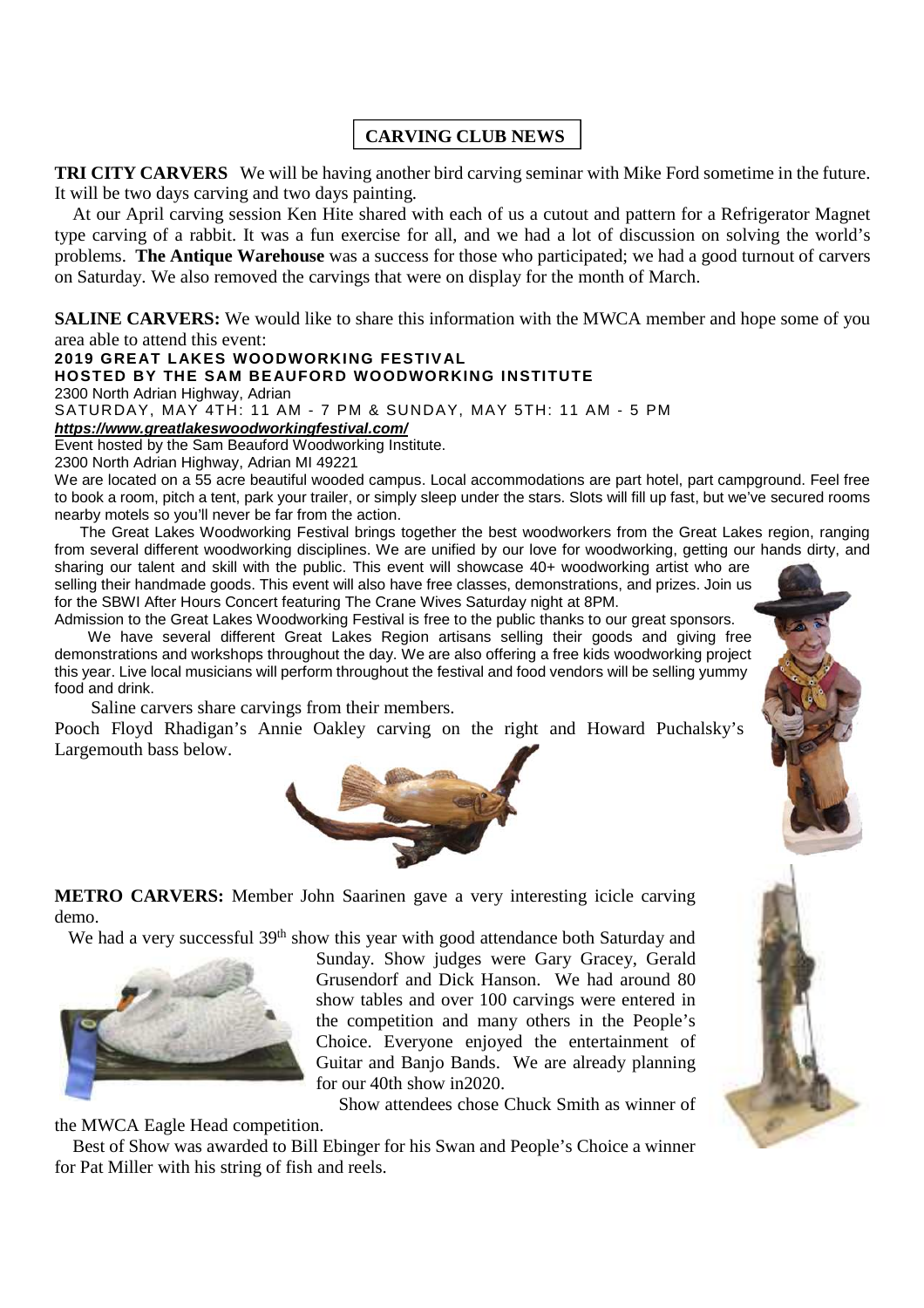## CARVING CLUB NEWS

**TRI CITY CARVERS** We will be having another bird carving seminar with Mike Ford sometime in the future. It will be two days carving and two days painting.

At our April carving session Ken Hite shared with each of us a cutout and pattern for a Refrigerator Magnet type carving of a rabbit. It was a fun exercise for all, and we had a lot of discussion on solving the world's problems. **The Antique Warehouse** was a success for those who participated; we had a good turnout of carvers on Saturday. We also removed the carvings that were on display for the month of March.

**SALINE CARVERS:** We would like to share this information with the MWCA member and hope some of you area able to attend this event:

**2019 GREAT LAKES WOODWORKING FESTIVAL**
**HOSTED BY THE SAM BEAUFORD WOODWORKING INSTITUTE**

2300 North Adrian Highway, Adrian

SATURDAY, MAY 4TH: 11 AM - 7 PM & SUNDAY, MAY 5TH: 11 AM - 5 PM

***https://www.greatlakeswoodworkingfestival.com/***

Event hosted by the Sam Beauford Woodworking Institute.

2300 North Adrian Highway, Adrian MI 49221

We are located on a 55 acre beautiful wooded campus. Local accommodations are part hotel, part campground. Feel free to book a room, pitch a tent, park your trailer, or simply sleep under the stars. Slots will fill up fast, but we've secured rooms nearby motels so you'll never be far from the action.

The Great Lakes Woodworking Festival brings together the best woodworkers from the Great Lakes region, ranging from several different woodworking disciplines. We are unified by our love for woodworking, getting our hands dirty, and sharing our talent and skill with the public. This event will showcase 40+ woodworking artist who are selling their handmade goods. This event will also have free classes, demonstrations, and prizes. Join us for the SBWI After Hours Concert featuring The Crane Wives Saturday night at 8PM.

Admission to the Great Lakes Woodworking Festival is free to the public thanks to our great sponsors.

We have several different Great Lakes Region artisans selling their goods and giving free demonstrations and workshops throughout the day. We are also offering a free kids woodworking project this year. Live local musicians will perform throughout the festival and food vendors will be selling yummy food and drink.

Saline carvers share carvings from their members.

Pooch Floyd Rhadigan's Annie Oakley carving on the right and Howard Puchalsky's Largemouth bass below.

**METRO CARVERS:** Member John Saarinen gave a very interesting icicle carving demo.

We had a very successful 39th show this year with good attendance both Saturday and Sunday. Show judges were Gary Gracey, Gerald Grusendorf and Dick Hanson. We had around 80 show tables and over 100 carvings were entered in the competition and many others in the People's Choice. Everyone enjoyed the entertainment of Guitar and Banjo Bands. We are already planning for our 40th show in2020.

Show attendees chose Chuck Smith as winner of the MWCA Eagle Head competition.

Best of Show was awarded to Bill Ebinger for his Swan and People's Choice a winner for Pat Miller with his string of fish and reels.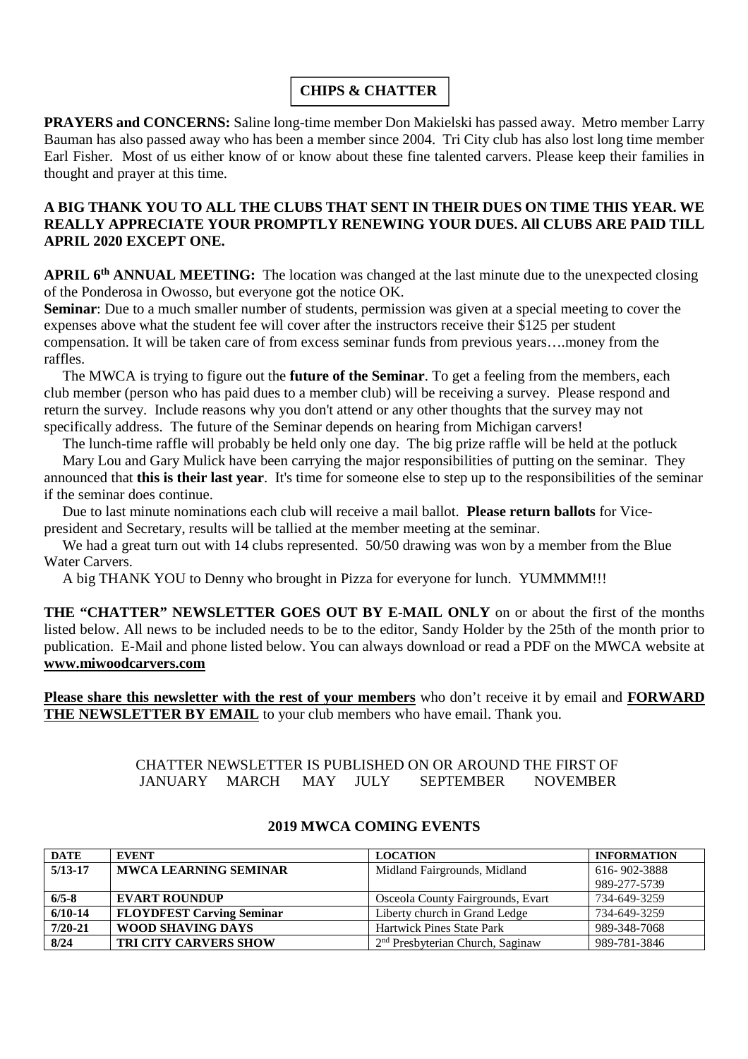## CHIPS & CHATTER

**PRAYERS and CONCERNS:** Saline long-time member Don Makielski has passed away. Metro member Larry Bauman has also passed away who has been a member since 2004. Tri City club has also lost long time member Earl Fisher. Most of us either know of or know about these fine talented carvers. Please keep their families in thought and prayer at this time.

**A BIG THANK YOU TO ALL THE CLUBS THAT SENT IN THEIR DUES ON TIME THIS YEAR. WE REALLY APPRECIATE YOUR PROMPTLY RENEWING YOUR DUES. All CLUBS ARE PAID TILL APRIL 2020 EXCEPT ONE.**

**APRIL 6th ANNUAL MEETING:** The location was changed at the last minute due to the unexpected closing of the Ponderosa in Owosso, but everyone got the notice OK.

**Seminar**: Due to a much smaller number of students, permission was given at a special meeting to cover the expenses above what the student fee will cover after the instructors receive their $125 per student compensation. It will be taken care of from excess seminar funds from previous years….money from the raffles.

The MWCA is trying to figure out the **future of the Seminar**. To get a feeling from the members, each club member (person who has paid dues to a member club) will be receiving a survey. Please respond and return the survey. Include reasons why you don't attend or any other thoughts that the survey may not specifically address. The future of the Seminar depends on hearing from Michigan carvers!

The lunch-time raffle will probably be held only one day. The big prize raffle will be held at the potluck

Mary Lou and Gary Mulick have been carrying the major responsibilities of putting on the seminar. They announced that **this is their last year**. It's time for someone else to step up to the responsibilities of the seminar if the seminar does continue.

Due to last minute nominations each club will receive a mail ballot. **Please return ballots** for Vice-president and Secretary, results will be tallied at the member meeting at the seminar.

We had a great turn out with 14 clubs represented. 50/50 drawing was won by a member from the Blue Water Carvers.

A big THANK YOU to Denny who brought in Pizza for everyone for lunch. YUMMMM!!!

**THE "CHATTER" NEWSLETTER GOES OUT BY E-MAIL ONLY** on or about the first of the months listed below. All news to be included needs to be to the editor, Sandy Holder by the 25th of the month prior to publication. E-Mail and phone listed below. You can always download or read a PDF on the MWCA website at **www.miwoodcarvers.com**

**Please share this newsletter with the rest of your members** who don't receive it by email and **FORWARD THE NEWSLETTER BY EMAIL** to your club members who have email. Thank you.

CHATTER NEWSLETTER IS PUBLISHED ON OR AROUND THE FIRST OF
JANUARY MARCH MAY JULY SEPTEMBER NOVEMBER

### 2019 MWCA COMING EVENTS

| DATE | EVENT | LOCATION | INFORMATION |
|---|---|---|---|
| 5/13-17 | MWCA LEARNING SEMINAR | Midland Fairgrounds, Midland | 616- 902-3888<br>989-277-5739 |
| 6/5-8 | EVART ROUNDUP | Osceola County Fairgrounds, Evart | 734-649-3259 |
| 6/10-14 | FLOYDFEST Carving Seminar | Liberty church in Grand Ledge | 734-649-3259 |
| 7/20-21 | WOOD SHAVING DAYS | Hartwick Pines State Park | 989-348-7068 |
| 8/24 | TRI CITY CARVERS SHOW | 2nd Presbyterian Church, Saginaw | 989-781-3846 |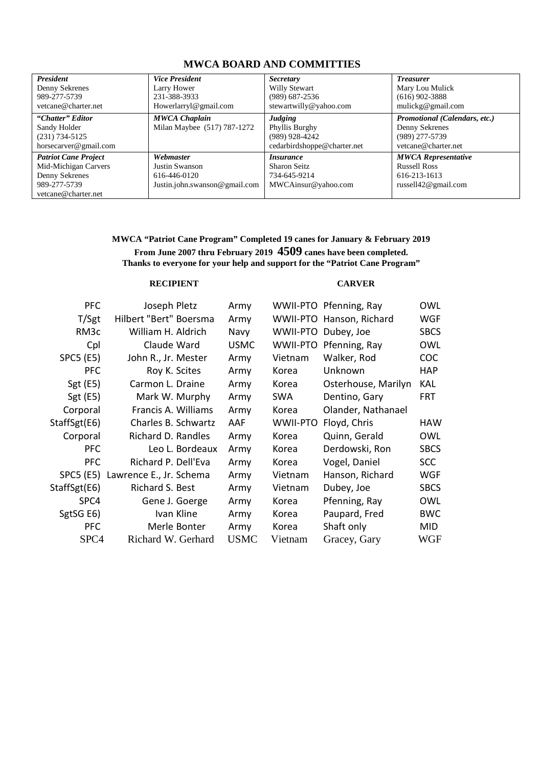## MWCA BOARD AND COMMITTIES

| | | | |
|---|---|---|---|
| ***President***<br>Denny Sekrenes<br>989-277-5739<br>vetcane@charter.net | ***Vice President***<br>Larry Hower<br>231-388-3933<br>Howerlarryl@gmail.com | ***Secretary***<br>Willy Stewart<br>(989) 687-2536<br>stewartwilly@yahoo.com | ***Treasurer***<br>Mary Lou Mulick<br>(616) 902-3888<br>mulickg@gmail.com |
| ***"Chatter" Editor***<br>Sandy Holder<br>(231) 734-5125<br>horsecarver@gmail.com | ***MWCA Chaplain***<br>Milan Maybee (517) 787-1272 | ***Judging***<br>Phyllis Burghy<br>(989) 928-4242<br>cedarbirdshoppe@charter.net | ***Promotional (Calendars, etc.)***<br>Denny Sekrenes<br>(989) 277-5739<br>vetcane@charter.net |
| ***Patriot Cane Project***<br>Mid-Michigan Carvers<br>Denny Sekrenes<br>989-277-5739<br>vetcane@charter.net | ***Webmaster***<br>Justin Swanson<br>616-446-0120<br>Justin.john.swanson@gmail.com | ***Insurance***<br>Sharon Seitz<br>734-645-9214<br>MWCAinsur@yahoo.com | ***MWCA Representative***<br>Russell Ross<br>616-213-1613<br>russell42@gmail.com |

**MWCA "Patriot Cane Program" Completed 19 canes for January & February 2019**
**From June 2007 thru February 2019 4509 canes have been completed.**
**Thanks to everyone for your help and support for the "Patriot Cane Program"**

| RECIPIENT | | | | CARVER | |
|---|---|---|---|---|---|
| PFC | Joseph Pletz | Army | WWII-PTO | Pfenning, Ray | OWL |
| T/Sgt | Hilbert "Bert" Boersma | Army | WWII-PTO | Hanson, Richard | WGF |
| RM3c | William H. Aldrich | Navy | WWII-PTO | Dubey, Joe | SBCS |
| Cpl | Claude Ward | USMC | WWII-PTO | Pfenning, Ray | OWL |
| SPC5 (E5) | John R., Jr. Mester | Army | Vietnam | Walker, Rod | COC |
| PFC | Roy K. Scites | Army | Korea | Unknown | HAP |
| Sgt (E5) | Carmon L. Draine | Army | Korea | Osterhouse, Marilyn | KAL |
| Sgt (E5) | Mark W. Murphy | Army | SWA | Dentino, Gary | FRT |
| Corporal | Francis A. Williams | Army | Korea | Olander, Nathanael | |
| StaffSgt(E6) | Charles B. Schwartz | AAF | WWII-PTO | Floyd, Chris | HAW |
| Corporal | Richard D. Randles | Army | Korea | Quinn, Gerald | OWL |
| PFC | Leo L. Bordeaux | Army | Korea | Derdowski, Ron | SBCS |
| PFC | Richard P. Dell'Eva | Army | Korea | Vogel, Daniel | SCC |
| SPC5 (E5) | Lawrence E., Jr. Schema | Army | Vietnam | Hanson, Richard | WGF |
| StaffSgt(E6) | Richard S. Best | Army | Vietnam | Dubey, Joe | SBCS |
| SPC4 | Gene J. Goerge | Army | Korea | Pfenning, Ray | OWL |
| SgtSG E6) | Ivan Kline | Army | Korea | Paupard, Fred | BWC |
| PFC | Merle Bonter | Army | Korea | Shaft only | MID |
| SPC4 | Richard W. Gerhard | USMC | Vietnam | Gracey, Gary | WGF |